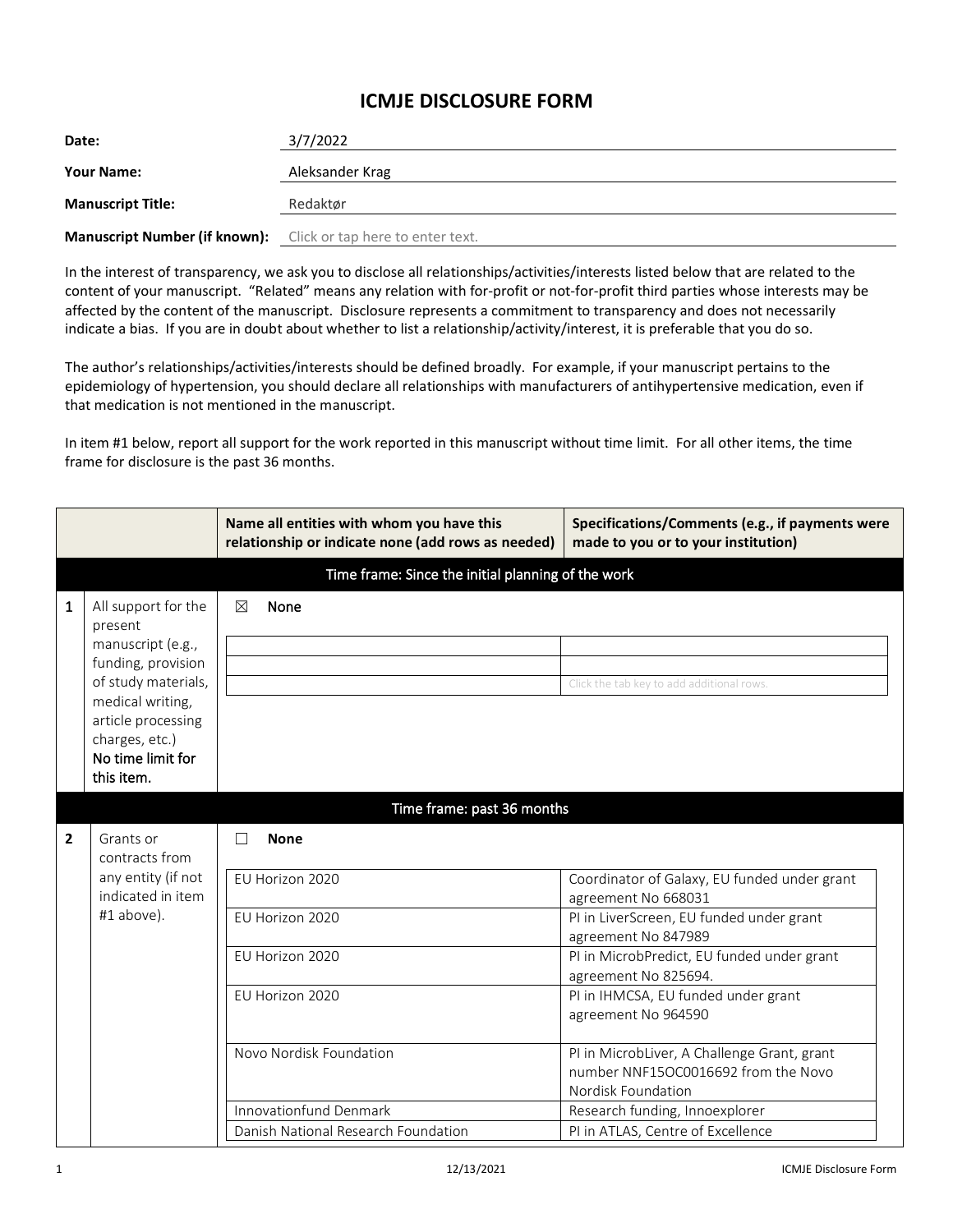# ICMJE DISCLOSURE FORM

| | |
|---|---|
| **Date:** | 3/7/2022 |
| **Your Name:** | Aleksander Krag |
| **Manuscript Title:** | Redaktør |
| **Manuscript Number (if known):** | Click or tap here to enter text. |

In the interest of transparency, we ask you to disclose all relationships/activities/interests listed below that are related to the content of your manuscript. "Related" means any relation with for-profit or not-for-profit third parties whose interests may be affected by the content of the manuscript. Disclosure represents a commitment to transparency and does not necessarily indicate a bias. If you are in doubt about whether to list a relationship/activity/interest, it is preferable that you do so.

The author's relationships/activities/interests should be defined broadly. For example, if your manuscript pertains to the epidemiology of hypertension, you should declare all relationships with manufacturers of antihypertensive medication, even if that medication is not mentioned in the manuscript.

In item #1 below, report all support for the work reported in this manuscript without time limit. For all other items, the time frame for disclosure is the past 36 months.

| | | **Name all entities with whom you have this relationship or indicate none (add rows as needed)** | **Specifications/Comments (e.g., if payments were made to you or to your institution)** |
|---|---|---|---|
| | | Time frame: Since the initial planning of the work | |
| 1 | All support for the present manuscript (e.g., funding, provision of study materials, medical writing, article processing charges, etc.) **No time limit for this item.** | ☒ **None** | |
| | | | |
| | | | |
| | | | Click the tab key to add additional rows. |
| | | Time frame: past 36 months | |
| 2 | Grants or contracts from any entity (if not indicated in item #1 above). | ☐ **None** | |
| | | EU Horizon 2020 | Coordinator of Galaxy, EU funded under grant agreement No 668031 |
| | | EU Horizon 2020 | PI in LiverScreen, EU funded under grant agreement No 847989 |
| | | EU Horizon 2020 | PI in MicrobPredict, EU funded under grant agreement No 825694. |
| | | EU Horizon 2020 | PI in IHMCSA, EU funded under grant agreement No 964590 |
| | | Novo Nordisk Foundation | PI in MicrobLiver, A Challenge Grant, grant number NNF15OC0016692 from the Novo Nordisk Foundation |
| | | Innovationfund Denmark | Research funding, Innoexplorer |
| | | Danish National Research Foundation | PI in ATLAS, Centre of Excellence |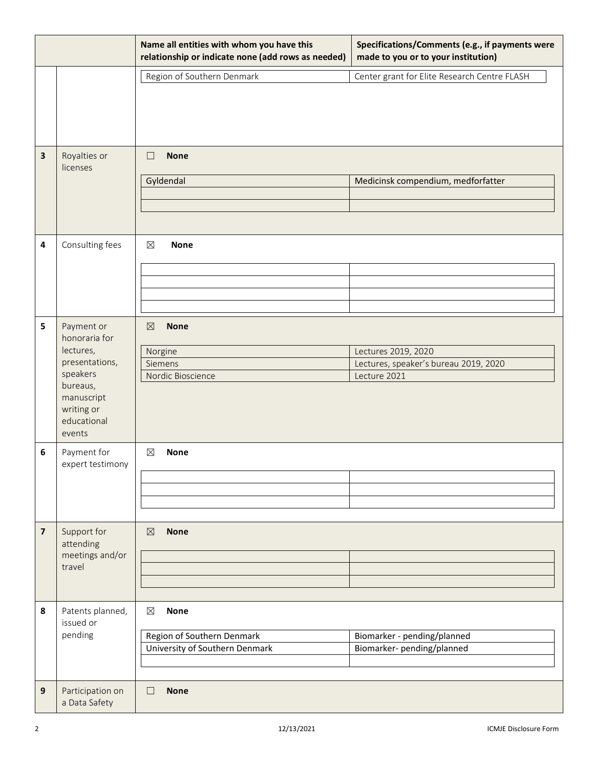| | | Name all entities with whom you have this relationship or indicate none (add rows as needed) | Specifications/Comments (e.g., if payments were made to you or to your institution) |
|---|---|---|---|
| | | Region of Southern Denmark | Center grant for Elite Research Centre FLASH |
| 3 | Royalties or licenses | ☐ **None** | |
| | | Gyldendal | Medicinsk compendium, medforfatter |
| 4 | Consulting fees | ☒ **None** | |
| 5 | Payment or honoraria for lectures, presentations, speakers bureaus, manuscript writing or educational events | ☒ **None** | |
| | | Norgine | Lectures 2019, 2020 |
| | | Siemens | Lectures, speaker's bureau 2019, 2020 |
| | | Nordic Bioscience | Lecture 2021 |
| 6 | Payment for expert testimony | ☒ **None** | |
| 7 | Support for attending meetings and/or travel | ☒ **None** | |
| 8 | Patents planned, issued or pending | ☒ **None** | |
| | | Region of Southern Denmark | Biomarker - pending/planned |
| | | University of Southern Denmark | Biomarker- pending/planned |
| 9 | Participation on a Data Safety | ☐ **None** | |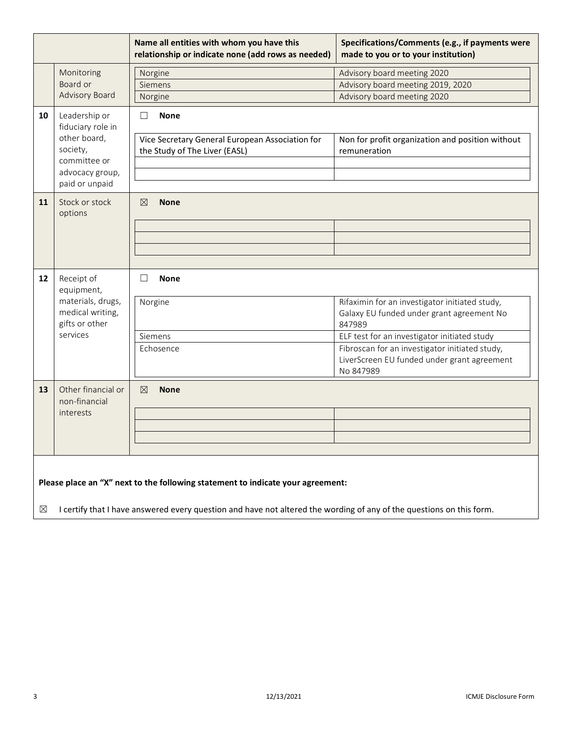| | | Name all entities with whom you have this relationship or indicate none (add rows as needed) | Specifications/Comments (e.g., if payments were made to you or to your institution) |
|---|---|---|---|
| | Monitoring Board or Advisory Board | Norgine | Advisory board meeting 2020 |
| | | Siemens | Advisory board meeting 2019, 2020 |
| | | Norgine | Advisory board meeting 2020 |
| **10** | Leadership or fiduciary role in other board, society, committee or advocacy group, paid or unpaid | ☐ **None** | |
| | | Vice Secretary General European Association for the Study of The Liver (EASL) | Non for profit organization and position without remuneration |
| | | | |
| | | | |
| **11** | Stock or stock options | ☒ **None** | |
| | | | |
| | | | |
| | | | |
| **12** | Receipt of equipment, materials, drugs, medical writing, gifts or other services | ☐ **None** | |
| | | Norgine | Rifaximin for an investigator initiated study, Galaxy EU funded under grant agreement No 847989 |
| | | Siemens | ELF test for an investigator initiated study |
| | | Echosence | Fibroscan for an investigator initiated study, LiverScreen EU funded under grant agreement No 847989 |
| **13** | Other financial or non-financial interests | ☒ **None** | |
| | | | |
| | | | |
| | | | |

**Please place an "X" next to the following statement to indicate your agreement:**

☒ I certify that I have answered every question and have not altered the wording of any of the questions on this form.